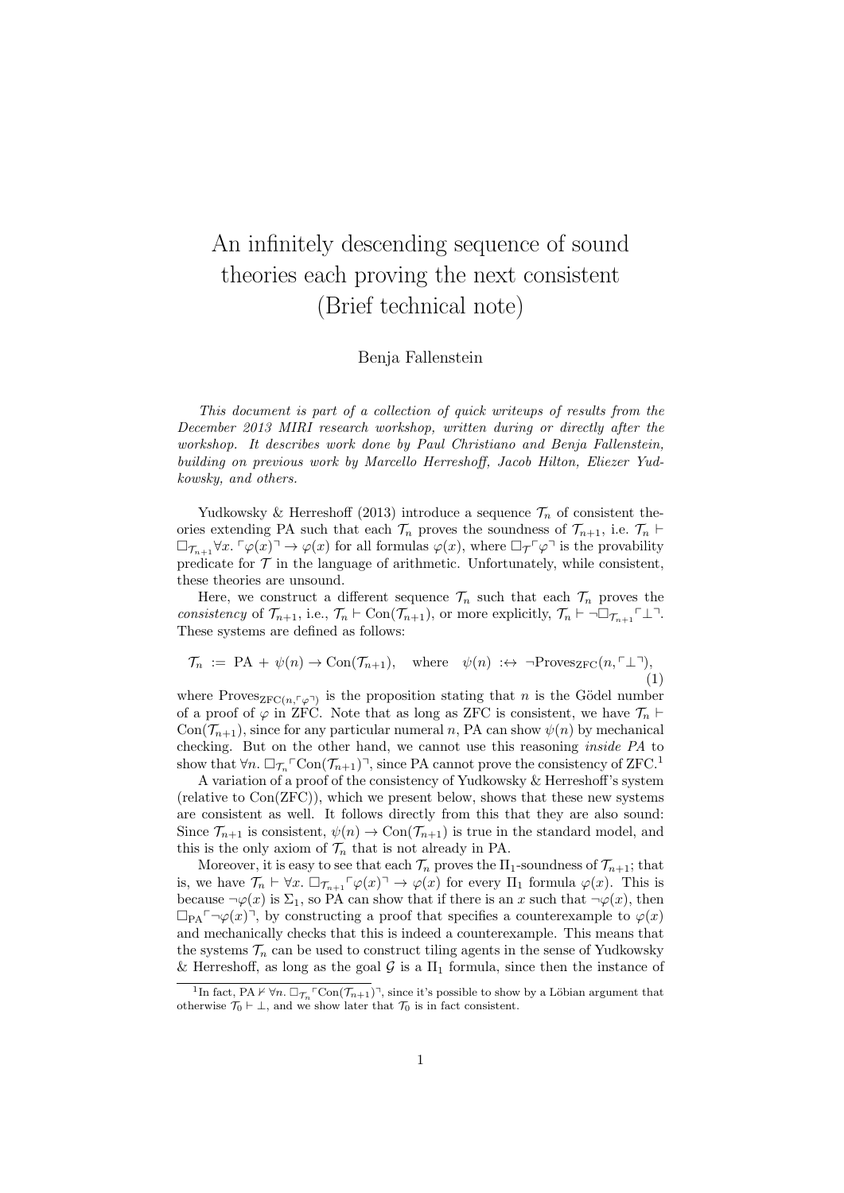# An infinitely descending sequence of sound theories each proving the next consistent (Brief technical note)

Benja Fallenstein

*This document is part of a collection of quick writeups of results from the December 2013 MIRI research workshop, written during or directly after the workshop. It describes work done by Paul Christiano and Benja Fallenstein, building on previous work by Marcello Herreshoff, Jacob Hilton, Eliezer Yudkowsky, and others.*

Yudkowsky & Herreshoff (2013) introduce a sequence $\mathcal{T}_n$ of consistent theories extending PA such that each $\mathcal{T}_n$ proves the soundness of $\mathcal{T}_{n+1}$, i.e. $\mathcal{T}_n \vdash \Box_{\mathcal{T}_{n+1}} \forall x. \ulcorner \varphi(x) \urcorner \to \varphi(x)$ for all formulas $\varphi(x)$, where $\Box_{\mathcal{T}} \ulcorner \varphi \urcorner$ is the provability predicate for $\mathcal{T}$ in the language of arithmetic. Unfortunately, while consistent, these theories are unsound.

Here, we construct a different sequence $\mathcal{T}_n$ such that each $\mathcal{T}_n$ proves the *consistency* of $\mathcal{T}_{n+1}$, i.e., $\mathcal{T}_n \vdash \mathrm{Con}(\mathcal{T}_{n+1})$, or more explicitly, $\mathcal{T}_n \vdash \neg\Box_{\mathcal{T}_{n+1}} \ulcorner \bot \urcorner$. These systems are defined as follows:

$$\mathcal{T}_n \ := \ \mathrm{PA} + \psi(n) \to \mathrm{Con}(\mathcal{T}_{n+1}), \quad \text{where} \quad \psi(n) \ :\leftrightarrow \ \neg\mathrm{Proves}_{\mathrm{ZFC}}(n, \ulcorner \bot \urcorner), \tag{1}$$

where $\mathrm{Proves}_{\mathrm{ZFC}(n,\ulcorner\varphi\urcorner)}$ is the proposition stating that $n$ is the Gödel number of a proof of $\varphi$ in ZFC. Note that as long as ZFC is consistent, we have $\mathcal{T}_n \vdash \mathrm{Con}(\mathcal{T}_{n+1})$, since for any particular numeral $n$, PA can show $\psi(n)$ by mechanical checking. But on the other hand, we cannot use this reasoning *inside PA* to show that $\forall n. \Box_{\mathcal{T}_n} \ulcorner \mathrm{Con}(\mathcal{T}_{n+1}) \urcorner$, since PA cannot prove the consistency of ZFC.[1]

A variation of a proof of the consistency of Yudkowsky & Herreshoff's system (relative to Con(ZFC)), which we present below, shows that these new systems are consistent as well. It follows directly from this that they are also sound: Since $\mathcal{T}_{n+1}$ is consistent, $\psi(n) \to \mathrm{Con}(\mathcal{T}_{n+1})$ is true in the standard model, and this is the only axiom of $\mathcal{T}_n$ that is not already in PA.

Moreover, it is easy to see that each $\mathcal{T}_n$ proves the $\Pi_1$-soundness of $\mathcal{T}_{n+1}$; that is, we have $\mathcal{T}_n \vdash \forall x. \Box_{\mathcal{T}_{n+1}} \ulcorner \varphi(x) \urcorner \to \varphi(x)$ for every $\Pi_1$ formula $\varphi(x)$. This is because $\neg\varphi(x)$ is $\Sigma_1$, so PA can show that if there is an $x$ such that $\neg\varphi(x)$, then $\Box_{\mathrm{PA}} \ulcorner \neg\varphi(x) \urcorner$, by constructing a proof that specifies a counterexample to $\varphi(x)$ and mechanically checks that this is indeed a counterexample. This means that the systems $\mathcal{T}_n$ can be used to construct tiling agents in the sense of Yudkowsky & Herreshoff, as long as the goal $\mathcal{G}$ is a $\Pi_1$ formula, since then the instance of

[1] In fact, $\mathrm{PA} \nvdash \forall n. \Box_{\mathcal{T}_n} \ulcorner \mathrm{Con}(\mathcal{T}_{n+1}) \urcorner$, since it's possible to show by a Löbian argument that otherwise $\mathcal{T}_0 \vdash \bot$, and we show later that $\mathcal{T}_0$ is in fact consistent.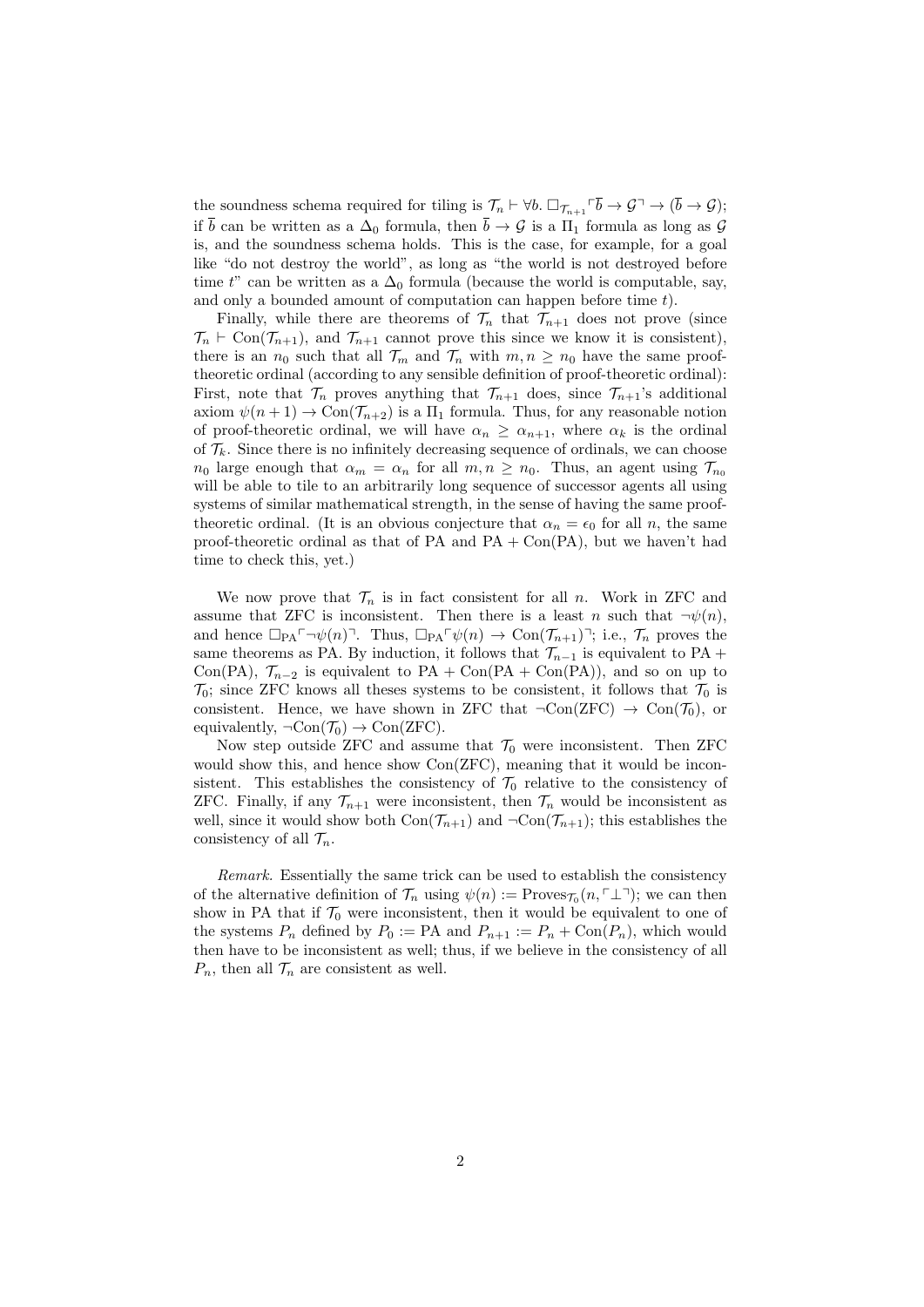the soundness schema required for tiling is $\mathcal{T}_n \vdash \forall b.\, \Box_{\mathcal{T}_{n+1}} \ulcorner \overline{b} \to \mathcal{G} \urcorner \to (\overline{b} \to \mathcal{G})$; if $\overline{b}$ can be written as a $\Delta_0$ formula, then $\overline{b} \to \mathcal{G}$ is a $\Pi_1$ formula as long as $\mathcal{G}$ is, and the soundness schema holds. This is the case, for example, for a goal like "do not destroy the world", as long as "the world is not destroyed before time $t$" can be written as a $\Delta_0$ formula (because the world is computable, say, and only a bounded amount of computation can happen before time $t$).

Finally, while there are theorems of $\mathcal{T}_n$ that $\mathcal{T}_{n+1}$ does not prove (since $\mathcal{T}_n \vdash \mathrm{Con}(\mathcal{T}_{n+1})$, and $\mathcal{T}_{n+1}$ cannot prove this since we know it is consistent), there is an $n_0$ such that all $\mathcal{T}_m$ and $\mathcal{T}_n$ with $m, n \geq n_0$ have the same proof-theoretic ordinal (according to any sensible definition of proof-theoretic ordinal): First, note that $\mathcal{T}_n$ proves anything that $\mathcal{T}_{n+1}$ does, since $\mathcal{T}_{n+1}$'s additional axiom $\psi(n+1) \to \mathrm{Con}(\mathcal{T}_{n+2})$ is a $\Pi_1$ formula. Thus, for any reasonable notion of proof-theoretic ordinal, we will have $\alpha_n \geq \alpha_{n+1}$, where $\alpha_k$ is the ordinal of $\mathcal{T}_k$. Since there is no infinitely decreasing sequence of ordinals, we can choose $n_0$ large enough that $\alpha_m = \alpha_n$ for all $m, n \geq n_0$. Thus, an agent using $\mathcal{T}_{n_0}$ will be able to tile to an arbitrarily long sequence of successor agents all using systems of similar mathematical strength, in the sense of having the same proof-theoretic ordinal. (It is an obvious conjecture that $\alpha_n = \epsilon_0$ for all $n$, the same proof-theoretic ordinal as that of PA and PA + Con(PA), but we haven't had time to check this, yet.)

We now prove that $\mathcal{T}_n$ is in fact consistent for all $n$. Work in ZFC and assume that ZFC is inconsistent. Then there is a least $n$ such that $\neg\psi(n)$, and hence $\Box_{\mathrm{PA}} \ulcorner \neg\psi(n) \urcorner$. Thus, $\Box_{\mathrm{PA}} \ulcorner \psi(n) \to \mathrm{Con}(\mathcal{T}_{n+1}) \urcorner$; i.e., $\mathcal{T}_n$ proves the same theorems as PA. By induction, it follows that $\mathcal{T}_{n-1}$ is equivalent to PA + Con(PA), $\mathcal{T}_{n-2}$ is equivalent to PA + Con(PA + Con(PA)), and so on up to $\mathcal{T}_0$; since ZFC knows all theses systems to be consistent, it follows that $\mathcal{T}_0$ is consistent. Hence, we have shown in ZFC that $\neg\mathrm{Con}(\mathrm{ZFC}) \to \mathrm{Con}(\mathcal{T}_0)$, or equivalently, $\neg\mathrm{Con}(\mathcal{T}_0) \to \mathrm{Con}(\mathrm{ZFC})$.

Now step outside ZFC and assume that $\mathcal{T}_0$ were inconsistent. Then ZFC would show this, and hence show Con(ZFC), meaning that it would be inconsistent. This establishes the consistency of $\mathcal{T}_0$ relative to the consistency of ZFC. Finally, if any $\mathcal{T}_{n+1}$ were inconsistent, then $\mathcal{T}_n$ would be inconsistent as well, since it would show both $\mathrm{Con}(\mathcal{T}_{n+1})$ and $\neg\mathrm{Con}(\mathcal{T}_{n+1})$; this establishes the consistency of all $\mathcal{T}_n$.

*Remark.* Essentially the same trick can be used to establish the consistency of the alternative definition of $\mathcal{T}_n$ using $\psi(n) := \mathrm{Proves}_{\mathcal{T}_0}(n, \ulcorner \bot \urcorner)$; we can then show in PA that if $\mathcal{T}_0$ were inconsistent, then it would be equivalent to one of the systems $P_n$ defined by $P_0 :=$ PA and $P_{n+1} := P_n + \mathrm{Con}(P_n)$, which would then have to be inconsistent as well; thus, if we believe in the consistency of all $P_n$, then all $\mathcal{T}_n$ are consistent as well.